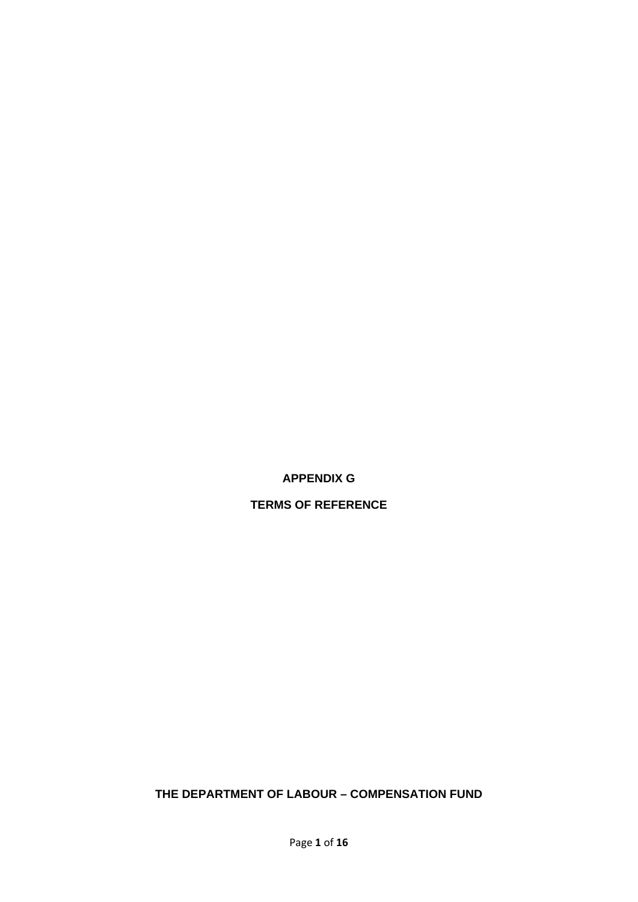# APPENDIX G

# TERMS OF REFERENCE

**THE DEPARTMENT OF LABOUR – COMPENSATION FUND**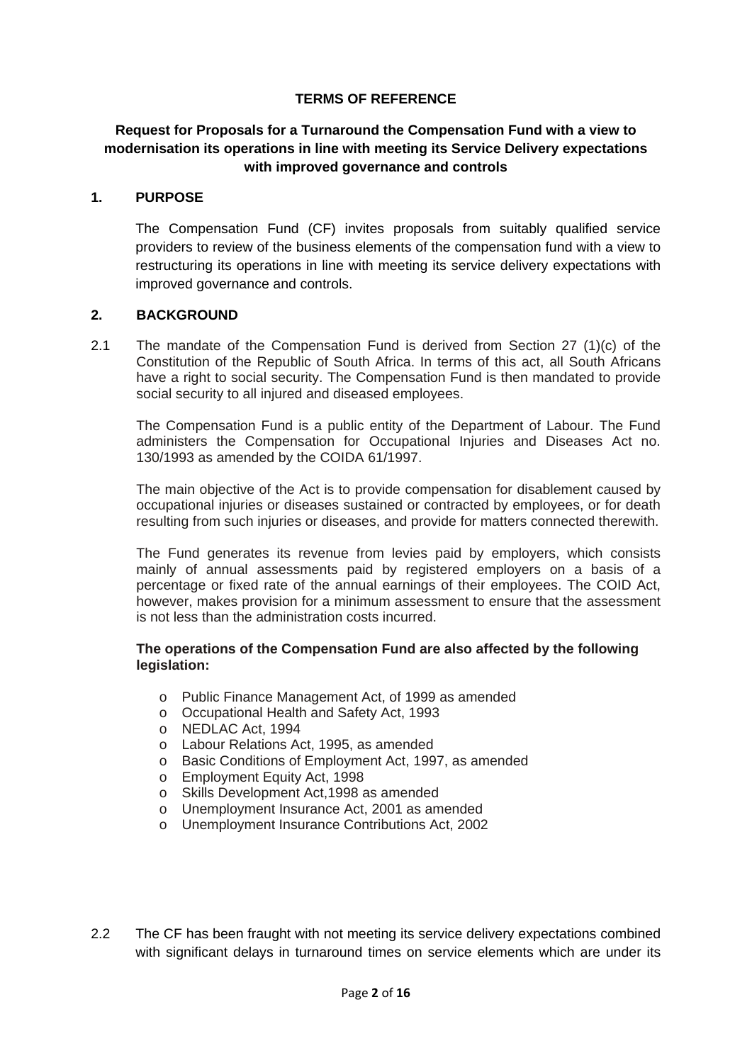**TERMS OF REFERENCE**

**Request for Proposals for a Turnaround the Compensation Fund with a view to modernisation its operations in line with meeting its Service Delivery expectations with improved governance and controls**

## 1. PURPOSE

The Compensation Fund (CF) invites proposals from suitably qualified service providers to review of the business elements of the compensation fund with a view to restructuring its operations in line with meeting its service delivery expectations with improved governance and controls.

## 2. BACKGROUND

2.1 The mandate of the Compensation Fund is derived from Section 27 (1)(c) of the Constitution of the Republic of South Africa. In terms of this act, all South Africans have a right to social security. The Compensation Fund is then mandated to provide social security to all injured and diseased employees.

The Compensation Fund is a public entity of the Department of Labour. The Fund administers the Compensation for Occupational Injuries and Diseases Act no. 130/1993 as amended by the COIDA 61/1997.

The main objective of the Act is to provide compensation for disablement caused by occupational injuries or diseases sustained or contracted by employees, or for death resulting from such injuries or diseases, and provide for matters connected therewith.

The Fund generates its revenue from levies paid by employers, which consists mainly of annual assessments paid by registered employers on a basis of a percentage or fixed rate of the annual earnings of their employees. The COID Act, however, makes provision for a minimum assessment to ensure that the assessment is not less than the administration costs incurred.

**The operations of the Compensation Fund are also affected by the following legislation:**

- Public Finance Management Act, of 1999 as amended
- Occupational Health and Safety Act, 1993
- NEDLAC Act, 1994
- Labour Relations Act, 1995, as amended
- Basic Conditions of Employment Act, 1997, as amended
- Employment Equity Act, 1998
- Skills Development Act,1998 as amended
- Unemployment Insurance Act, 2001 as amended
- Unemployment Insurance Contributions Act, 2002

2.2 The CF has been fraught with not meeting its service delivery expectations combined with significant delays in turnaround times on service elements which are under its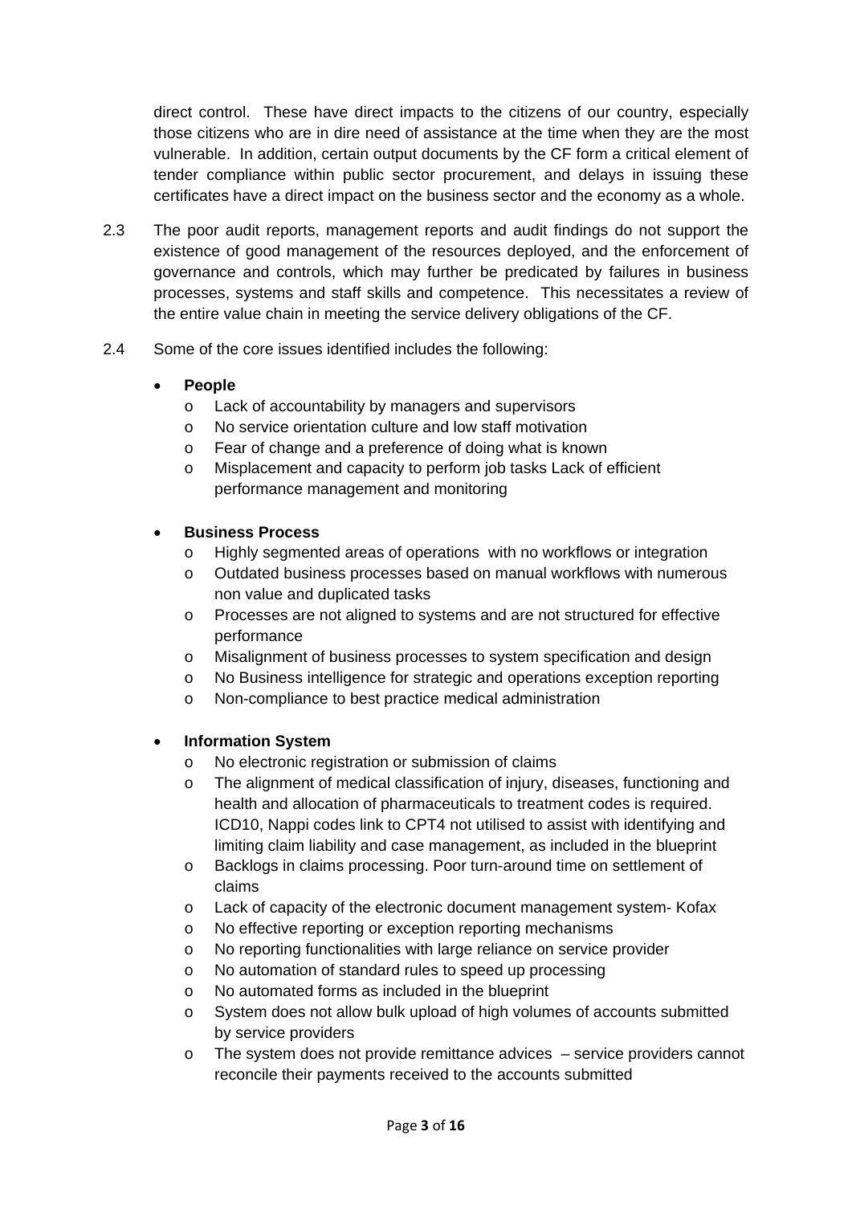direct control. These have direct impacts to the citizens of our country, especially those citizens who are in dire need of assistance at the time when they are the most vulnerable. In addition, certain output documents by the CF form a critical element of tender compliance within public sector procurement, and delays in issuing these certificates have a direct impact on the business sector and the economy as a whole.

2.3 The poor audit reports, management reports and audit findings do not support the existence of good management of the resources deployed, and the enforcement of governance and controls, which may further be predicated by failures in business processes, systems and staff skills and competence. This necessitates a review of the entire value chain in meeting the service delivery obligations of the CF.

2.4 Some of the core issues identified includes the following:

- **People**
  - Lack of accountability by managers and supervisors
  - No service orientation culture and low staff motivation
  - Fear of change and a preference of doing what is known
  - Misplacement and capacity to perform job tasks Lack of efficient performance management and monitoring

- **Business Process**
  - Highly segmented areas of operations with no workflows or integration
  - Outdated business processes based on manual workflows with numerous non value and duplicated tasks
  - Processes are not aligned to systems and are not structured for effective performance
  - Misalignment of business processes to system specification and design
  - No Business intelligence for strategic and operations exception reporting
  - Non-compliance to best practice medical administration

- **Information System**
  - No electronic registration or submission of claims
  - The alignment of medical classification of injury, diseases, functioning and health and allocation of pharmaceuticals to treatment codes is required. ICD10, Nappi codes link to CPT4 not utilised to assist with identifying and limiting claim liability and case management, as included in the blueprint
  - Backlogs in claims processing. Poor turn-around time on settlement of claims
  - Lack of capacity of the electronic document management system- Kofax
  - No effective reporting or exception reporting mechanisms
  - No reporting functionalities with large reliance on service provider
  - No automation of standard rules to speed up processing
  - No automated forms as included in the blueprint
  - System does not allow bulk upload of high volumes of accounts submitted by service providers
  - The system does not provide remittance advices – service providers cannot reconcile their payments received to the accounts submitted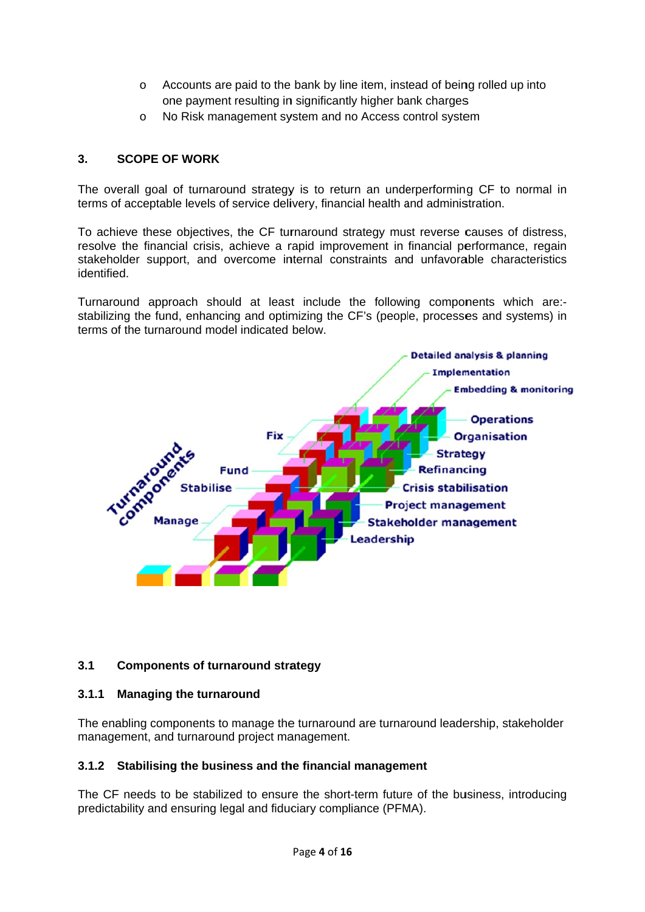- Accounts are paid to the bank by line item, instead of being rolled up into one payment resulting in significantly higher bank charges
- No Risk management system and no Access control system

## 3. SCOPE OF WORK

The overall goal of turnaround strategy is to return an underperforming CF to normal in terms of acceptable levels of service delivery, financial health and administration.

To achieve these objectives, the CF turnaround strategy must reverse causes of distress, resolve the financial crisis, achieve a rapid improvement in financial performance, regain stakeholder support, and overcome internal constraints and unfavorable characteristics identified.

Turnaround approach should at least include the following components which are:- stabilizing the fund, enhancing and optimizing the CF's (people, processes and systems) in terms of the turnaround model indicated below.

Turnaround components

Manage, Stabilise, Fund, Fix

Detailed analysis & planning, Implementation, Embedding & monitoring

Operations, Organisation, Strategy, Refinancing, Crisis stabilisation, Project management, Stakeholder management, Leadership

### 3.1 Components of turnaround strategy

#### 3.1.1 Managing the turnaround

The enabling components to manage the turnaround are turnaround leadership, stakeholder management, and turnaround project management.

#### 3.1.2 Stabilising the business and the financial management

The CF needs to be stabilized to ensure the short-term future of the business, introducing predictability and ensuring legal and fiduciary compliance (PFMA).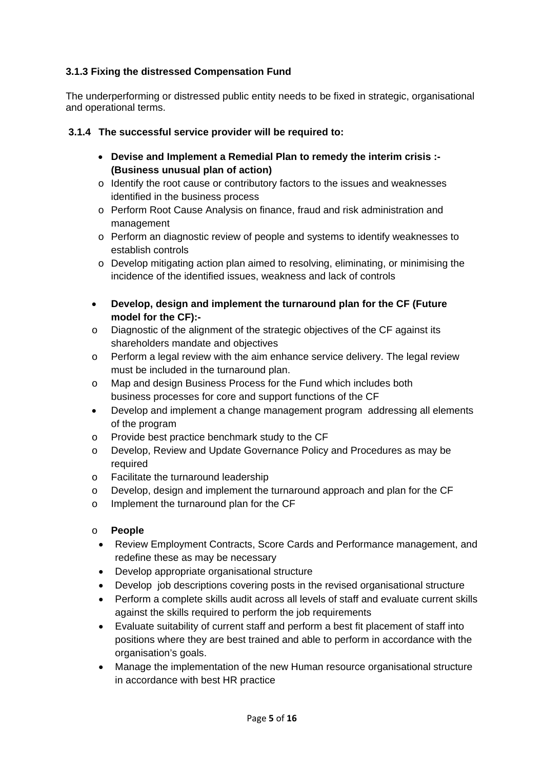### 3.1.3 Fixing the distressed Compensation Fund

The underperforming or distressed public entity needs to be fixed in strategic, organisational and operational terms.

### 3.1.4 The successful service provider will be required to:

- **Devise and Implement a Remedial Plan to remedy the interim crisis :- (Business unusual plan of action)**
  - Identify the root cause or contributory factors to the issues and weaknesses identified in the business process
  - Perform Root Cause Analysis on finance, fraud and risk administration and management
  - Perform an diagnostic review of people and systems to identify weaknesses to establish controls
  - Develop mitigating action plan aimed to resolving, eliminating, or minimising the incidence of the identified issues, weakness and lack of controls

- **Develop, design and implement the turnaround plan for the CF (Future model for the CF):-**
  - Diagnostic of the alignment of the strategic objectives of the CF against its shareholders mandate and objectives
  - Perform a legal review with the aim enhance service delivery. The legal review must be included in the turnaround plan.
  - Map and design Business Process for the Fund which includes both business processes for core and support functions of the CF
- Develop and implement a change management program addressing all elements of the program
  - Provide best practice benchmark study to the CF
  - Develop, Review and Update Governance Policy and Procedures as may be required
  - Facilitate the turnaround leadership
  - Develop, design and implement the turnaround approach and plan for the CF
  - Implement the turnaround plan for the CF

  - **People**
    - Review Employment Contracts, Score Cards and Performance management, and redefine these as may be necessary
    - Develop appropriate organisational structure
    - Develop job descriptions covering posts in the revised organisational structure
    - Perform a complete skills audit across all levels of staff and evaluate current skills against the skills required to perform the job requirements
    - Evaluate suitability of current staff and perform a best fit placement of staff into positions where they are best trained and able to perform in accordance with the organisation's goals.
    - Manage the implementation of the new Human resource organisational structure in accordance with best HR practice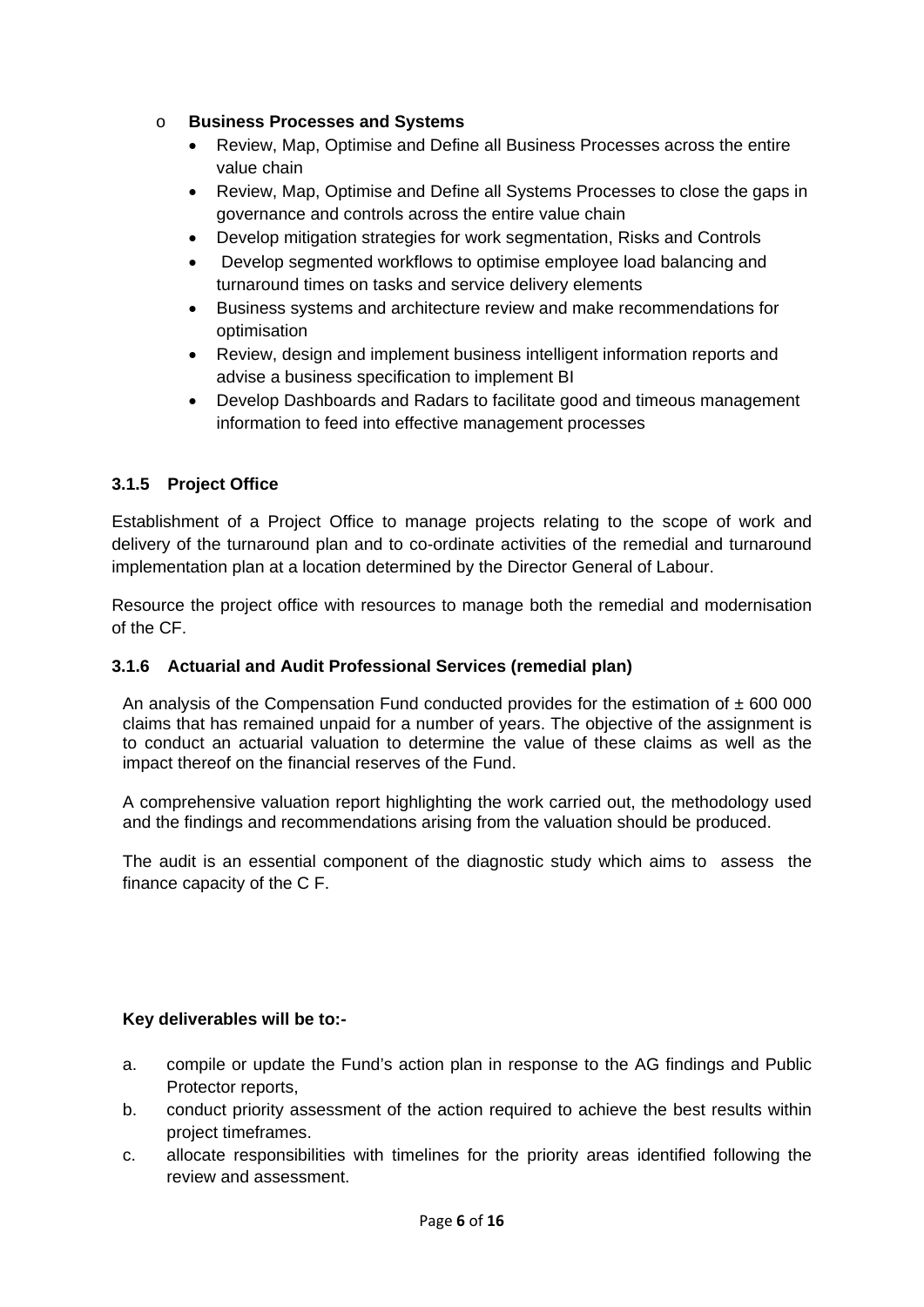- **Business Processes and Systems**
  - Review, Map, Optimise and Define all Business Processes across the entire value chain
  - Review, Map, Optimise and Define all Systems Processes to close the gaps in governance and controls across the entire value chain
  - Develop mitigation strategies for work segmentation, Risks and Controls
  - Develop segmented workflows to optimise employee load balancing and turnaround times on tasks and service delivery elements
  - Business systems and architecture review and make recommendations for optimisation
  - Review, design and implement business intelligent information reports and advise a business specification to implement BI
  - Develop Dashboards and Radars to facilitate good and timeous management information to feed into effective management processes

### 3.1.5 Project Office

Establishment of a Project Office to manage projects relating to the scope of work and delivery of the turnaround plan and to co-ordinate activities of the remedial and turnaround implementation plan at a location determined by the Director General of Labour.

Resource the project office with resources to manage both the remedial and modernisation of the CF.

### 3.1.6 Actuarial and Audit Professional Services (remedial plan)

An analysis of the Compensation Fund conducted provides for the estimation of ± 600 000 claims that has remained unpaid for a number of years. The objective of the assignment is to conduct an actuarial valuation to determine the value of these claims as well as the impact thereof on the financial reserves of the Fund.

A comprehensive valuation report highlighting the work carried out, the methodology used and the findings and recommendations arising from the valuation should be produced.

The audit is an essential component of the diagnostic study which aims to assess the finance capacity of the C F.

**Key deliverables will be to:-**

a. compile or update the Fund's action plan in response to the AG findings and Public Protector reports,
b. conduct priority assessment of the action required to achieve the best results within project timeframes.
c. allocate responsibilities with timelines for the priority areas identified following the review and assessment.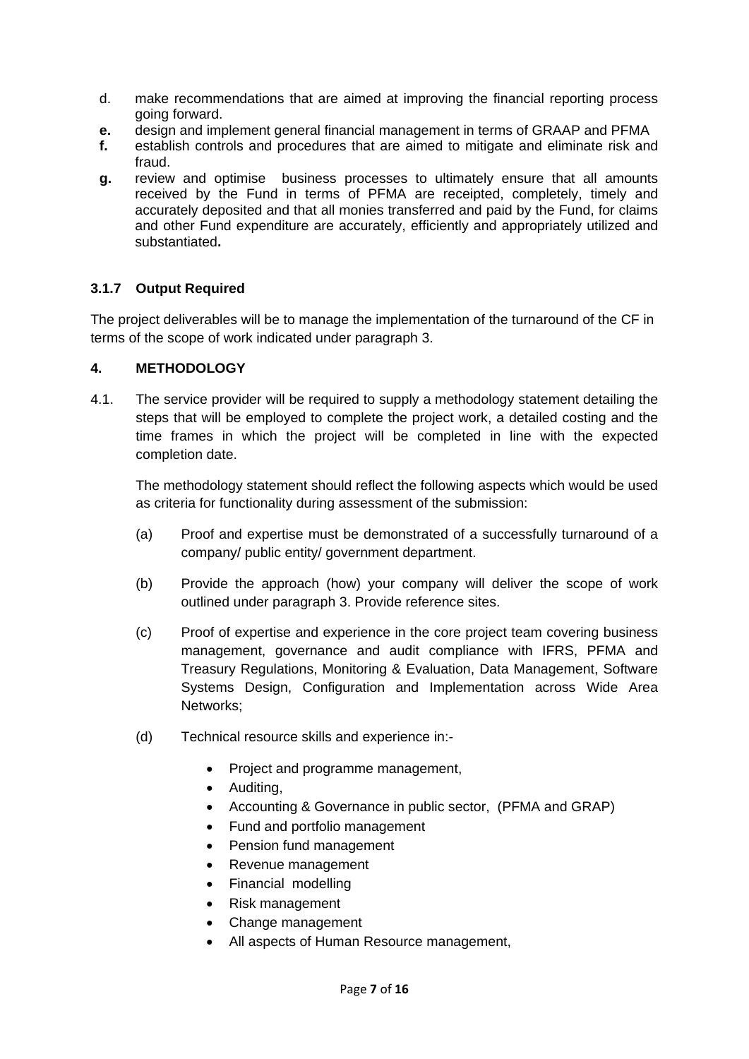d. make recommendations that are aimed at improving the financial reporting process going forward.

**e.** design and implement general financial management in terms of GRAAP and PFMA

**f.** establish controls and procedures that are aimed to mitigate and eliminate risk and fraud.

**g.** review and optimise business processes to ultimately ensure that all amounts received by the Fund in terms of PFMA are receipted, completely, timely and accurately deposited and that all monies transferred and paid by the Fund, for claims and other Fund expenditure are accurately, efficiently and appropriately utilized and substantiated**.**

### 3.1.7 Output Required

The project deliverables will be to manage the implementation of the turnaround of the CF in terms of the scope of work indicated under paragraph 3.

## 4. METHODOLOGY

4.1. The service provider will be required to supply a methodology statement detailing the steps that will be employed to complete the project work, a detailed costing and the time frames in which the project will be completed in line with the expected completion date.

The methodology statement should reflect the following aspects which would be used as criteria for functionality during assessment of the submission:

(a) Proof and expertise must be demonstrated of a successfully turnaround of a company/ public entity/ government department.

(b) Provide the approach (how) your company will deliver the scope of work outlined under paragraph 3. Provide reference sites.

(c) Proof of expertise and experience in the core project team covering business management, governance and audit compliance with IFRS, PFMA and Treasury Regulations, Monitoring & Evaluation, Data Management, Software Systems Design, Configuration and Implementation across Wide Area Networks;

(d) Technical resource skills and experience in:-

- Project and programme management,
- Auditing,
- Accounting & Governance in public sector, (PFMA and GRAP)
- Fund and portfolio management
- Pension fund management
- Revenue management
- Financial modelling
- Risk management
- Change management
- All aspects of Human Resource management,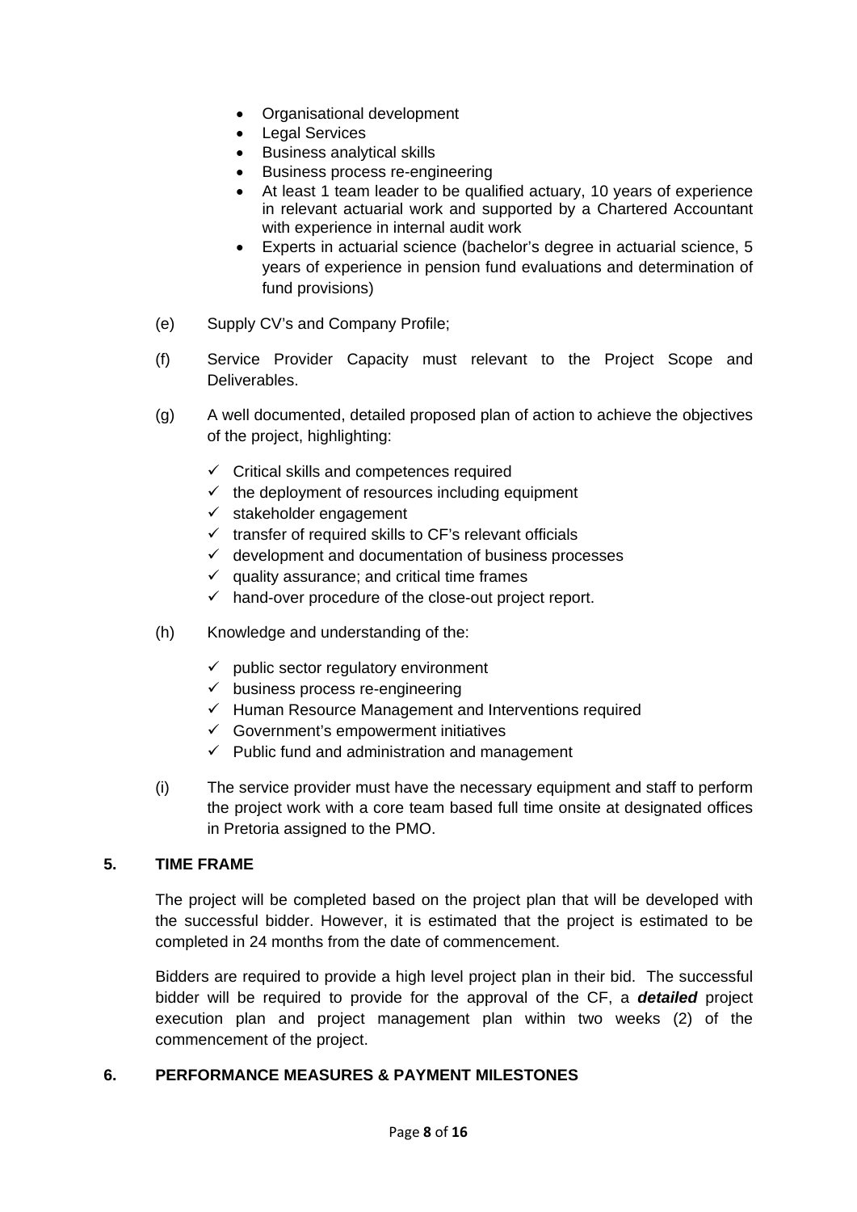- Organisational development
- Legal Services
- Business analytical skills
- Business process re-engineering
- At least 1 team leader to be qualified actuary, 10 years of experience in relevant actuarial work and supported by a Chartered Accountant with experience in internal audit work
- Experts in actuarial science (bachelor's degree in actuarial science, 5 years of experience in pension fund evaluations and determination of fund provisions)

(e) Supply CV's and Company Profile;

(f) Service Provider Capacity must relevant to the Project Scope and Deliverables.

(g) A well documented, detailed proposed plan of action to achieve the objectives of the project, highlighting:

- ✓ Critical skills and competences required
- ✓ the deployment of resources including equipment
- ✓ stakeholder engagement
- ✓ transfer of required skills to CF's relevant officials
- ✓ development and documentation of business processes
- ✓ quality assurance; and critical time frames
- ✓ hand-over procedure of the close-out project report.

(h) Knowledge and understanding of the:

- ✓ public sector regulatory environment
- ✓ business process re-engineering
- ✓ Human Resource Management and Interventions required
- ✓ Government's empowerment initiatives
- ✓ Public fund and administration and management

(i) The service provider must have the necessary equipment and staff to perform the project work with a core team based full time onsite at designated offices in Pretoria assigned to the PMO.

## 5. TIME FRAME

The project will be completed based on the project plan that will be developed with the successful bidder. However, it is estimated that the project is estimated to be completed in 24 months from the date of commencement.

Bidders are required to provide a high level project plan in their bid. The successful bidder will be required to provide for the approval of the CF, a ***detailed*** project execution plan and project management plan within two weeks (2) of the commencement of the project.

## 6. PERFORMANCE MEASURES & PAYMENT MILESTONES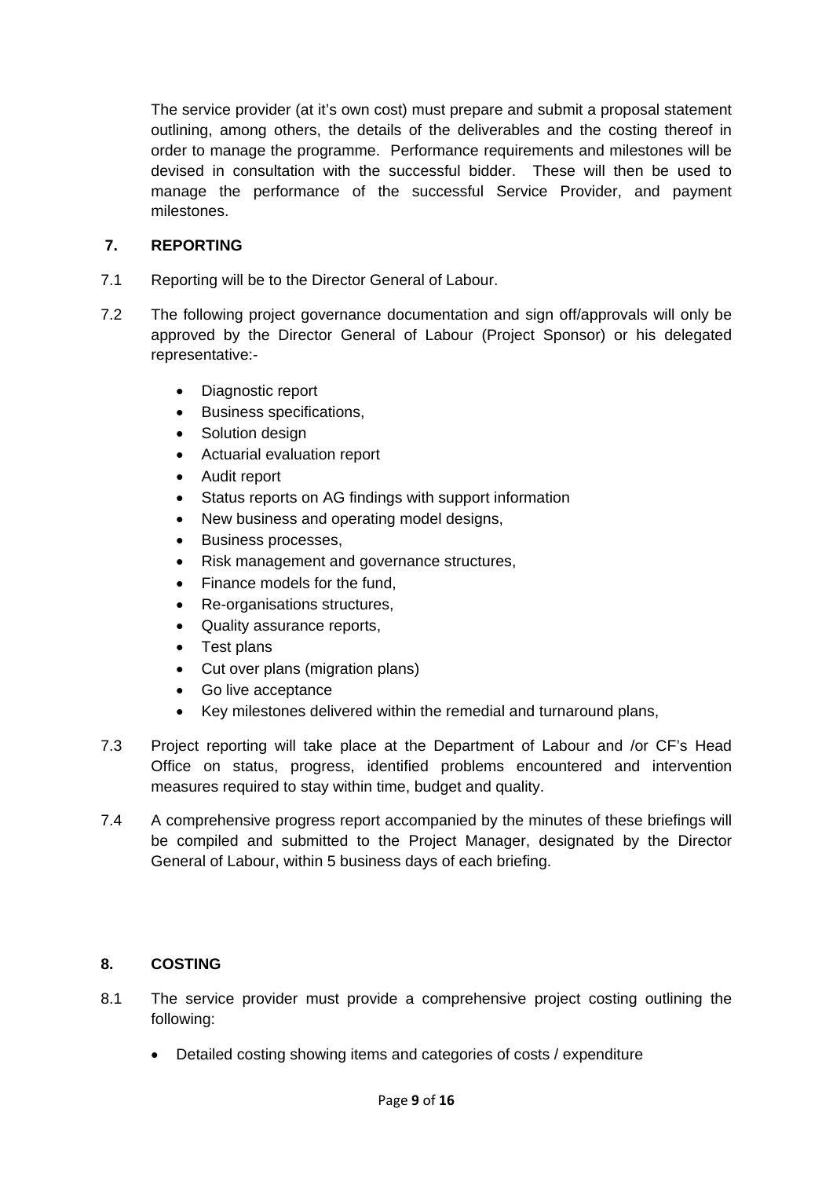The service provider (at it's own cost) must prepare and submit a proposal statement outlining, among others, the details of the deliverables and the costing thereof in order to manage the programme. Performance requirements and milestones will be devised in consultation with the successful bidder. These will then be used to manage the performance of the successful Service Provider, and payment milestones.

## 7. REPORTING

7.1 Reporting will be to the Director General of Labour.

7.2 The following project governance documentation and sign off/approvals will only be approved by the Director General of Labour (Project Sponsor) or his delegated representative:-

- Diagnostic report
- Business specifications,
- Solution design
- Actuarial evaluation report
- Audit report
- Status reports on AG findings with support information
- New business and operating model designs,
- Business processes,
- Risk management and governance structures,
- Finance models for the fund,
- Re-organisations structures,
- Quality assurance reports,
- Test plans
- Cut over plans (migration plans)
- Go live acceptance
- Key milestones delivered within the remedial and turnaround plans,

7.3 Project reporting will take place at the Department of Labour and /or CF's Head Office on status, progress, identified problems encountered and intervention measures required to stay within time, budget and quality.

7.4 A comprehensive progress report accompanied by the minutes of these briefings will be compiled and submitted to the Project Manager, designated by the Director General of Labour, within 5 business days of each briefing.

## 8. COSTING

8.1 The service provider must provide a comprehensive project costing outlining the following:

- Detailed costing showing items and categories of costs / expenditure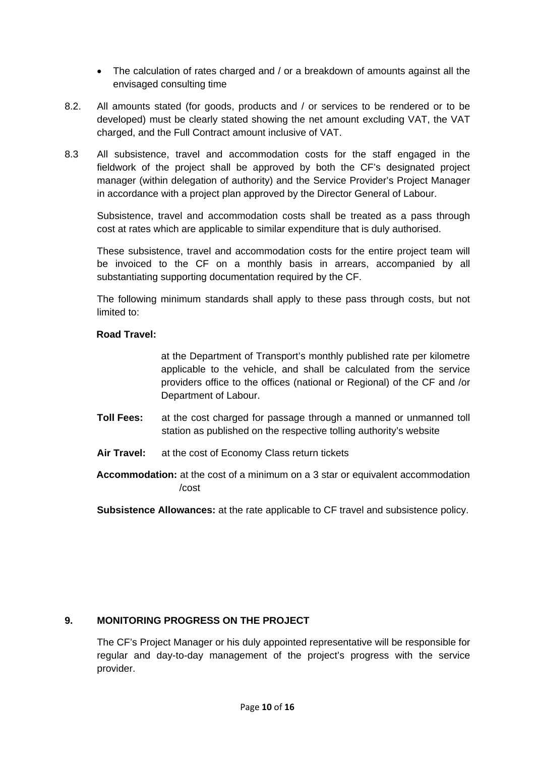- The calculation of rates charged and / or a breakdown of amounts against all the envisaged consulting time

8.2. All amounts stated (for goods, products and / or services to be rendered or to be developed) must be clearly stated showing the net amount excluding VAT, the VAT charged, and the Full Contract amount inclusive of VAT.

8.3 All subsistence, travel and accommodation costs for the staff engaged in the fieldwork of the project shall be approved by both the CF's designated project manager (within delegation of authority) and the Service Provider's Project Manager in accordance with a project plan approved by the Director General of Labour.

Subsistence, travel and accommodation costs shall be treated as a pass through cost at rates which are applicable to similar expenditure that is duly authorised.

These subsistence, travel and accommodation costs for the entire project team will be invoiced to the CF on a monthly basis in arrears, accompanied by all substantiating supporting documentation required by the CF.

The following minimum standards shall apply to these pass through costs, but not limited to:

**Road Travel:**

at the Department of Transport's monthly published rate per kilometre applicable to the vehicle, and shall be calculated from the service providers office to the offices (national or Regional) of the CF and /or Department of Labour.

**Toll Fees:** at the cost charged for passage through a manned or unmanned toll station as published on the respective tolling authority's website

**Air Travel:** at the cost of Economy Class return tickets

**Accommodation:** at the cost of a minimum on a 3 star or equivalent accommodation /cost

**Subsistence Allowances:** at the rate applicable to CF travel and subsistence policy.

## 9. MONITORING PROGRESS ON THE PROJECT

The CF's Project Manager or his duly appointed representative will be responsible for regular and day-to-day management of the project's progress with the service provider.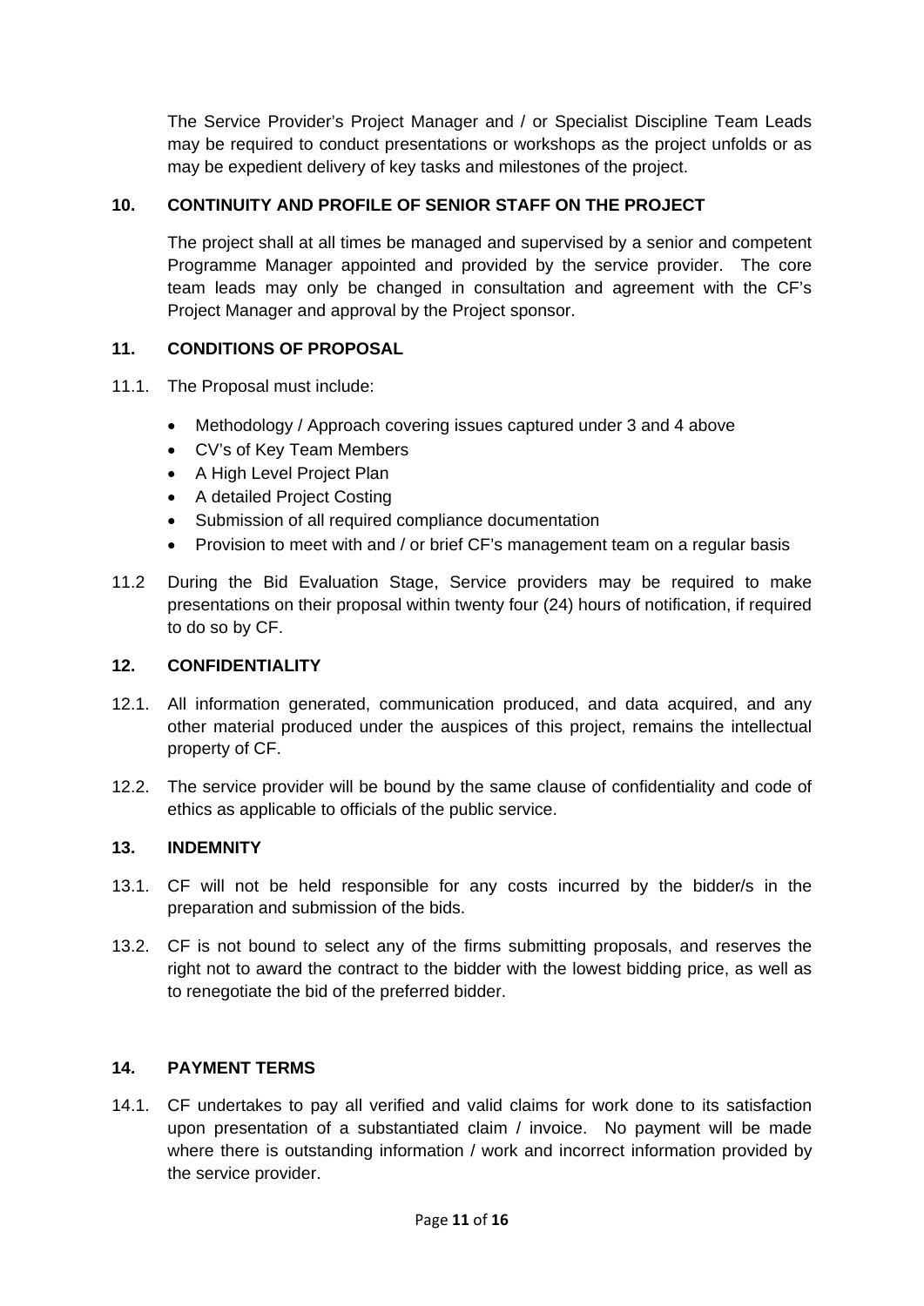The Service Provider's Project Manager and / or Specialist Discipline Team Leads may be required to conduct presentations or workshops as the project unfolds or as may be expedient delivery of key tasks and milestones of the project.

## 10. CONTINUITY AND PROFILE OF SENIOR STAFF ON THE PROJECT

The project shall at all times be managed and supervised by a senior and competent Programme Manager appointed and provided by the service provider. The core team leads may only be changed in consultation and agreement with the CF's Project Manager and approval by the Project sponsor.

## 11. CONDITIONS OF PROPOSAL

11.1. The Proposal must include:

- Methodology / Approach covering issues captured under 3 and 4 above
- CV's of Key Team Members
- A High Level Project Plan
- A detailed Project Costing
- Submission of all required compliance documentation
- Provision to meet with and / or brief CF's management team on a regular basis

11.2 During the Bid Evaluation Stage, Service providers may be required to make presentations on their proposal within twenty four (24) hours of notification, if required to do so by CF.

## 12. CONFIDENTIALITY

12.1. All information generated, communication produced, and data acquired, and any other material produced under the auspices of this project, remains the intellectual property of CF.

12.2. The service provider will be bound by the same clause of confidentiality and code of ethics as applicable to officials of the public service.

## 13. INDEMNITY

13.1. CF will not be held responsible for any costs incurred by the bidder/s in the preparation and submission of the bids.

13.2. CF is not bound to select any of the firms submitting proposals, and reserves the right not to award the contract to the bidder with the lowest bidding price, as well as to renegotiate the bid of the preferred bidder.

## 14. PAYMENT TERMS

14.1. CF undertakes to pay all verified and valid claims for work done to its satisfaction upon presentation of a substantiated claim / invoice. No payment will be made where there is outstanding information / work and incorrect information provided by the service provider.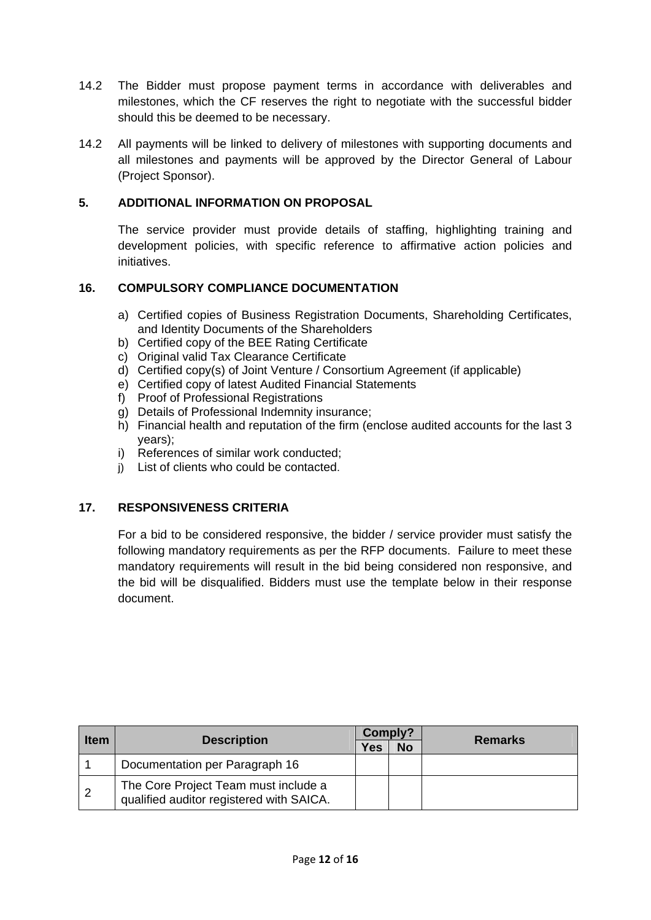14.2 The Bidder must propose payment terms in accordance with deliverables and milestones, which the CF reserves the right to negotiate with the successful bidder should this be deemed to be necessary.

14.2 All payments will be linked to delivery of milestones with supporting documents and all milestones and payments will be approved by the Director General of Labour (Project Sponsor).

## 5. ADDITIONAL INFORMATION ON PROPOSAL

The service provider must provide details of staffing, highlighting training and development policies, with specific reference to affirmative action policies and initiatives.

## 16. COMPULSORY COMPLIANCE DOCUMENTATION

a) Certified copies of Business Registration Documents, Shareholding Certificates, and Identity Documents of the Shareholders
b) Certified copy of the BEE Rating Certificate
c) Original valid Tax Clearance Certificate
d) Certified copy(s) of Joint Venture / Consortium Agreement (if applicable)
e) Certified copy of latest Audited Financial Statements
f) Proof of Professional Registrations
g) Details of Professional Indemnity insurance;
h) Financial health and reputation of the firm (enclose audited accounts for the last 3 years);
i) References of similar work conducted;
j) List of clients who could be contacted.

## 17. RESPONSIVENESS CRITERIA

For a bid to be considered responsive, the bidder / service provider must satisfy the following mandatory requirements as per the RFP documents. Failure to meet these mandatory requirements will result in the bid being considered non responsive, and the bid will be disqualified. Bidders must use the template below in their response document.

| Item | Description | Comply? | | Remarks |
|---|---|---|---|---|
| | | Yes | No | |
| 1 | Documentation per Paragraph 16 | | | |
| 2 | The Core Project Team must include a qualified auditor registered with SAICA. | | | |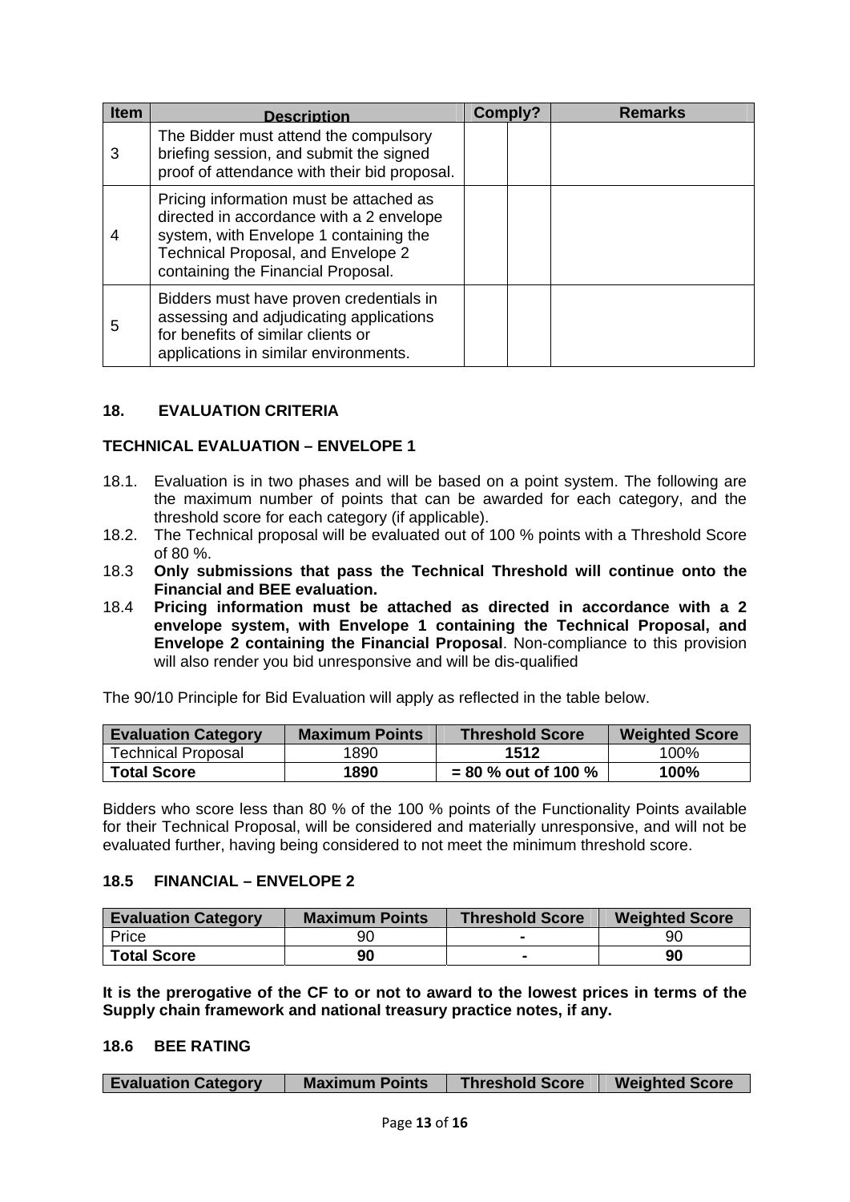| Item | Description | Comply? | | Remarks |
|---|---|---|---|---|
| 3 | The Bidder must attend the compulsory briefing session, and submit the signed proof of attendance with their bid proposal. | | | |
| 4 | Pricing information must be attached as directed in accordance with a 2 envelope system, with Envelope 1 containing the Technical Proposal, and Envelope 2 containing the Financial Proposal. | | | |
| 5 | Bidders must have proven credentials in assessing and adjudicating applications for benefits of similar clients or applications in similar environments. | | | |

## 18. EVALUATION CRITERIA

### TECHNICAL EVALUATION – ENVELOPE 1

18.1. Evaluation is in two phases and will be based on a point system. The following are the maximum number of points that can be awarded for each category, and the threshold score for each category (if applicable).

18.2. The Technical proposal will be evaluated out of 100 % points with a Threshold Score of 80 %.

18.3 **Only submissions that pass the Technical Threshold will continue onto the Financial and BEE evaluation.**

18.4 **Pricing information must be attached as directed in accordance with a 2 envelope system, with Envelope 1 containing the Technical Proposal, and Envelope 2 containing the Financial Proposal**. Non-compliance to this provision will also render you bid unresponsive and will be dis-qualified

The 90/10 Principle for Bid Evaluation will apply as reflected in the table below.

| Evaluation Category | Maximum Points | Threshold Score | Weighted Score |
|---|---|---|---|
| Technical Proposal | 1890 | **1512** | 100% |
| **Total Score** | **1890** | **= 80 % out of 100 %** | **100%** |

Bidders who score less than 80 % of the 100 % points of the Functionality Points available for their Technical Proposal, will be considered and materially unresponsive, and will not be evaluated further, having being considered to not meet the minimum threshold score.

### 18.5 FINANCIAL – ENVELOPE 2

| Evaluation Category | Maximum Points | Threshold Score | Weighted Score |
|---|---|---|---|
| Price | 90 | **-** | 90 |
| **Total Score** | **90** | **-** | **90** |

**It is the prerogative of the CF to or not to award to the lowest prices in terms of the Supply chain framework and national treasury practice notes, if any.**

### 18.6 BEE RATING

| Evaluation Category | Maximum Points | Threshold Score | Weighted Score |
|---|---|---|---|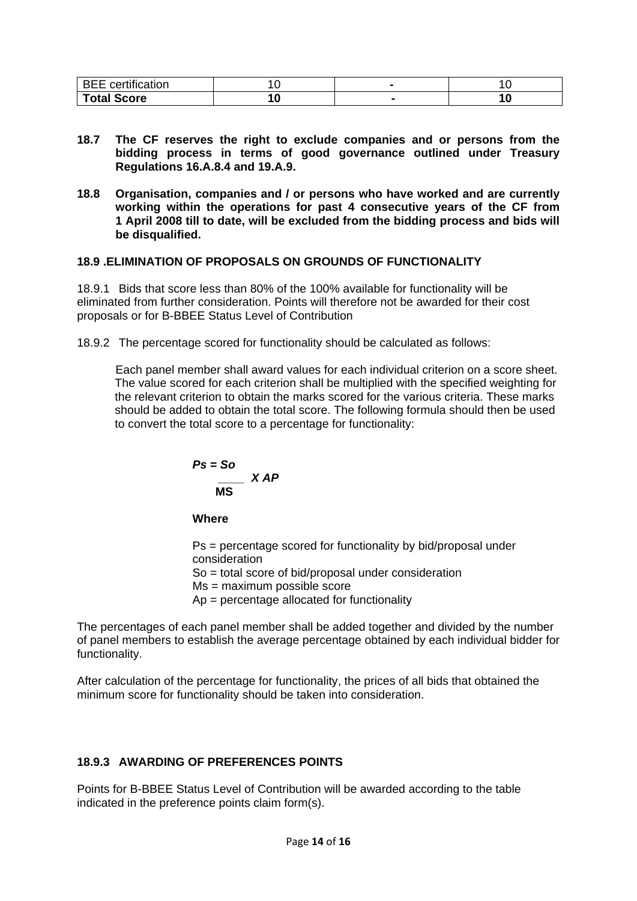| BEE certification | 10 | - | 10 |
|---|---|---|---|
| **Total Score** | **10** | **-** | **10** |

**18.7 The CF reserves the right to exclude companies and or persons from the bidding process in terms of good governance outlined under Treasury Regulations 16.A.8.4 and 19.A.9.**

**18.8 Organisation, companies and / or persons who have worked and are currently working within the operations for past 4 consecutive years of the CF from 1 April 2008 till to date, will be excluded from the bidding process and bids will be disqualified.**

**18.9 .ELIMINATION OF PROPOSALS ON GROUNDS OF FUNCTIONALITY**

18.9.1 Bids that score less than 80% of the 100% available for functionality will be eliminated from further consideration. Points will therefore not be awarded for their cost proposals or for B-BBEE Status Level of Contribution

18.9.2 The percentage scored for functionality should be calculated as follows:

Each panel member shall award values for each individual criterion on a score sheet. The value scored for each criterion shall be multiplied with the specified weighting for the relevant criterion to obtain the marks scored for the various criteria. These marks should be added to obtain the total score. The following formula should then be used to convert the total score to a percentage for functionality:

$$Ps = \frac{So}{MS} \times AP$$

**Where**

Ps = percentage scored for functionality by bid/proposal under consideration
So = total score of bid/proposal under consideration
Ms = maximum possible score
Ap = percentage allocated for functionality

The percentages of each panel member shall be added together and divided by the number of panel members to establish the average percentage obtained by each individual bidder for functionality.

After calculation of the percentage for functionality, the prices of all bids that obtained the minimum score for functionality should be taken into consideration.

**18.9.3 AWARDING OF PREFERENCES POINTS**

Points for B-BBEE Status Level of Contribution will be awarded according to the table indicated in the preference points claim form(s).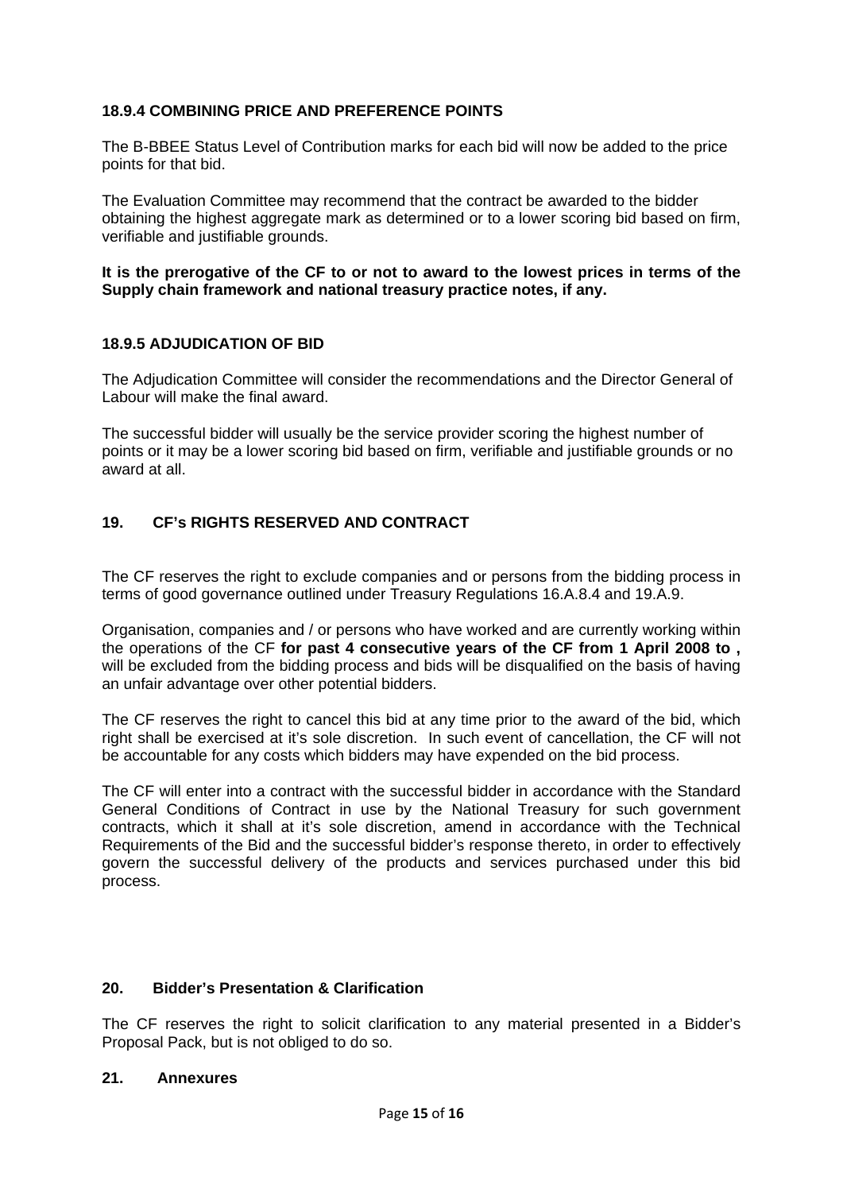### 18.9.4 COMBINING PRICE AND PREFERENCE POINTS

The B-BBEE Status Level of Contribution marks for each bid will now be added to the price points for that bid.

The Evaluation Committee may recommend that the contract be awarded to the bidder obtaining the highest aggregate mark as determined or to a lower scoring bid based on firm, verifiable and justifiable grounds.

**It is the prerogative of the CF to or not to award to the lowest prices in terms of the Supply chain framework and national treasury practice notes, if any.**

### 18.9.5 ADJUDICATION OF BID

The Adjudication Committee will consider the recommendations and the Director General of Labour will make the final award.

The successful bidder will usually be the service provider scoring the highest number of points or it may be a lower scoring bid based on firm, verifiable and justifiable grounds or no award at all.

## 19. CF's RIGHTS RESERVED AND CONTRACT

The CF reserves the right to exclude companies and or persons from the bidding process in terms of good governance outlined under Treasury Regulations 16.A.8.4 and 19.A.9.

Organisation, companies and / or persons who have worked and are currently working within the operations of the CF **for past 4 consecutive years of the CF from 1 April 2008 to ,** will be excluded from the bidding process and bids will be disqualified on the basis of having an unfair advantage over other potential bidders.

The CF reserves the right to cancel this bid at any time prior to the award of the bid, which right shall be exercised at it's sole discretion. In such event of cancellation, the CF will not be accountable for any costs which bidders may have expended on the bid process.

The CF will enter into a contract with the successful bidder in accordance with the Standard General Conditions of Contract in use by the National Treasury for such government contracts, which it shall at it's sole discretion, amend in accordance with the Technical Requirements of the Bid and the successful bidder's response thereto, in order to effectively govern the successful delivery of the products and services purchased under this bid process.

## 20. Bidder's Presentation & Clarification

The CF reserves the right to solicit clarification to any material presented in a Bidder's Proposal Pack, but is not obliged to do so.

## 21. Annexures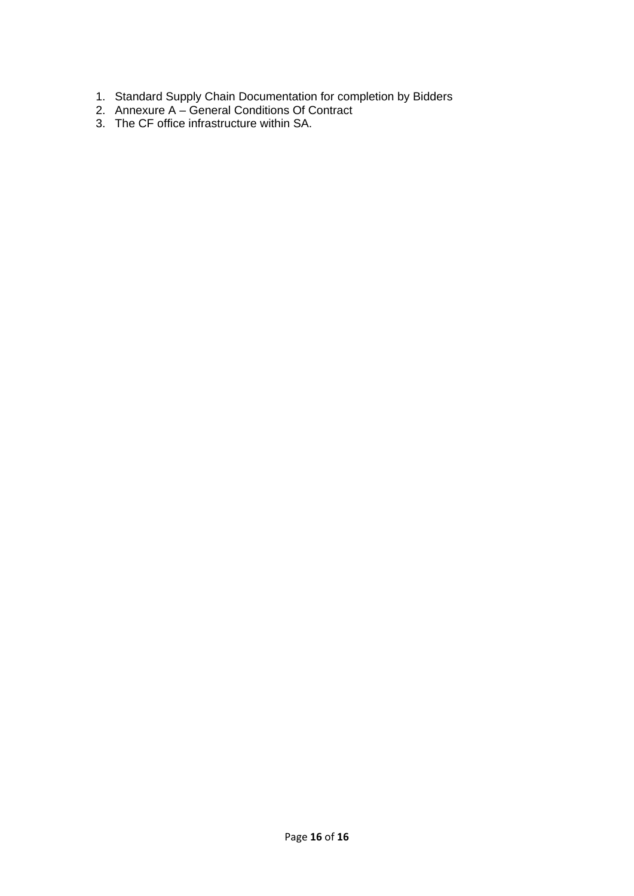1. Standard Supply Chain Documentation for completion by Bidders
2. Annexure A – General Conditions Of Contract
3. The CF office infrastructure within SA.